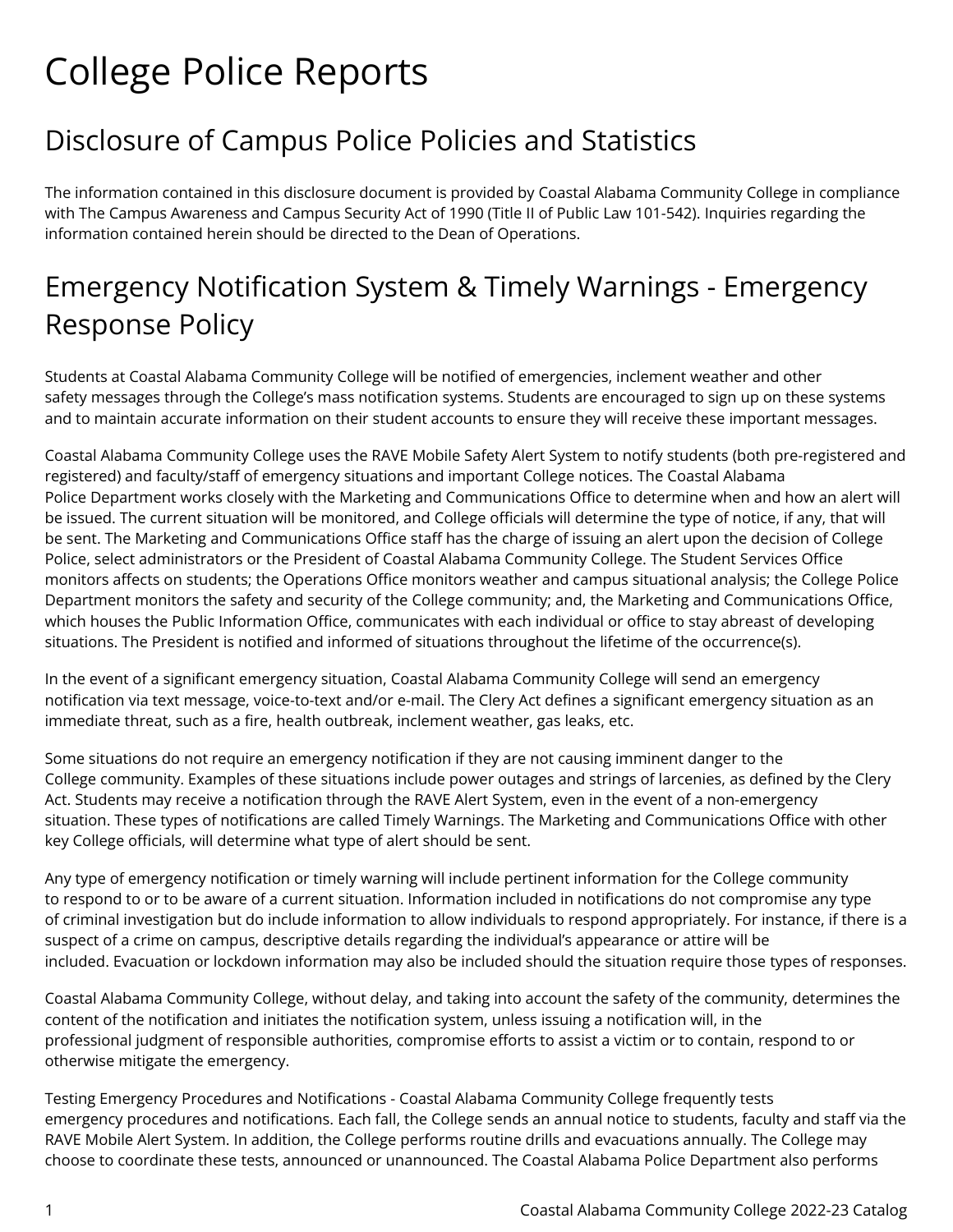# College Police Reports

## Disclosure of Campus Police Policies and Statistics

The information contained in this disclosure document is provided by Coastal Alabama Community College in compliance with The Campus Awareness and Campus Security Act of 1990 (Title II of Public Law 101-542). Inquiries regarding the information contained herein should be directed to the Dean of Operations.

## Emergency Notification System & Timely Warnings - Emergency Response Policy

Students at Coastal Alabama Community College will be notified of emergencies, inclement weather and other safety messages through the College's mass notification systems. Students are encouraged to sign up on these systems and to maintain accurate information on their student accounts to ensure they will receive these important messages.

Coastal Alabama Community College uses the RAVE Mobile Safety Alert System to notify students (both pre-registered and registered) and faculty/staff of emergency situations and important College notices. The Coastal Alabama Police Department works closely with the Marketing and Communications Office to determine when and how an alert will be issued. The current situation will be monitored, and College officials will determine the type of notice, if any, that will be sent. The Marketing and Communications Office staff has the charge of issuing an alert upon the decision of College Police, select administrators or the President of Coastal Alabama Community College. The Student Services Office monitors affects on students; the Operations Office monitors weather and campus situational analysis; the College Police Department monitors the safety and security of the College community; and, the Marketing and Communications Office, which houses the Public Information Office, communicates with each individual or office to stay abreast of developing situations. The President is notified and informed of situations throughout the lifetime of the occurrence(s).

In the event of a significant emergency situation, Coastal Alabama Community College will send an emergency notification via text message, voice-to-text and/or e-mail. The Clery Act defines a significant emergency situation as an immediate threat, such as a fire, health outbreak, inclement weather, gas leaks, etc.

Some situations do not require an emergency notification if they are not causing imminent danger to the College community. Examples of these situations include power outages and strings of larcenies, as defined by the Clery Act. Students may receive a notification through the RAVE Alert System, even in the event of a non-emergency situation. These types of notifications are called Timely Warnings. The Marketing and Communications Office with other key College officials, will determine what type of alert should be sent.

Any type of emergency notification or timely warning will include pertinent information for the College community to respond to or to be aware of a current situation. Information included in notifications do not compromise any type of criminal investigation but do include information to allow individuals to respond appropriately. For instance, if there is a suspect of a crime on campus, descriptive details regarding the individual's appearance or attire will be included. Evacuation or lockdown information may also be included should the situation require those types of responses.

Coastal Alabama Community College, without delay, and taking into account the safety of the community, determines the content of the notification and initiates the notification system, unless issuing a notification will, in the professional judgment of responsible authorities, compromise efforts to assist a victim or to contain, respond to or otherwise mitigate the emergency.

Testing Emergency Procedures and Notifications - Coastal Alabama Community College frequently tests emergency procedures and notifications. Each fall, the College sends an annual notice to students, faculty and staff via the RAVE Mobile Alert System. In addition, the College performs routine drills and evacuations annually. The College may choose to coordinate these tests, announced or unannounced. The Coastal Alabama Police Department also performs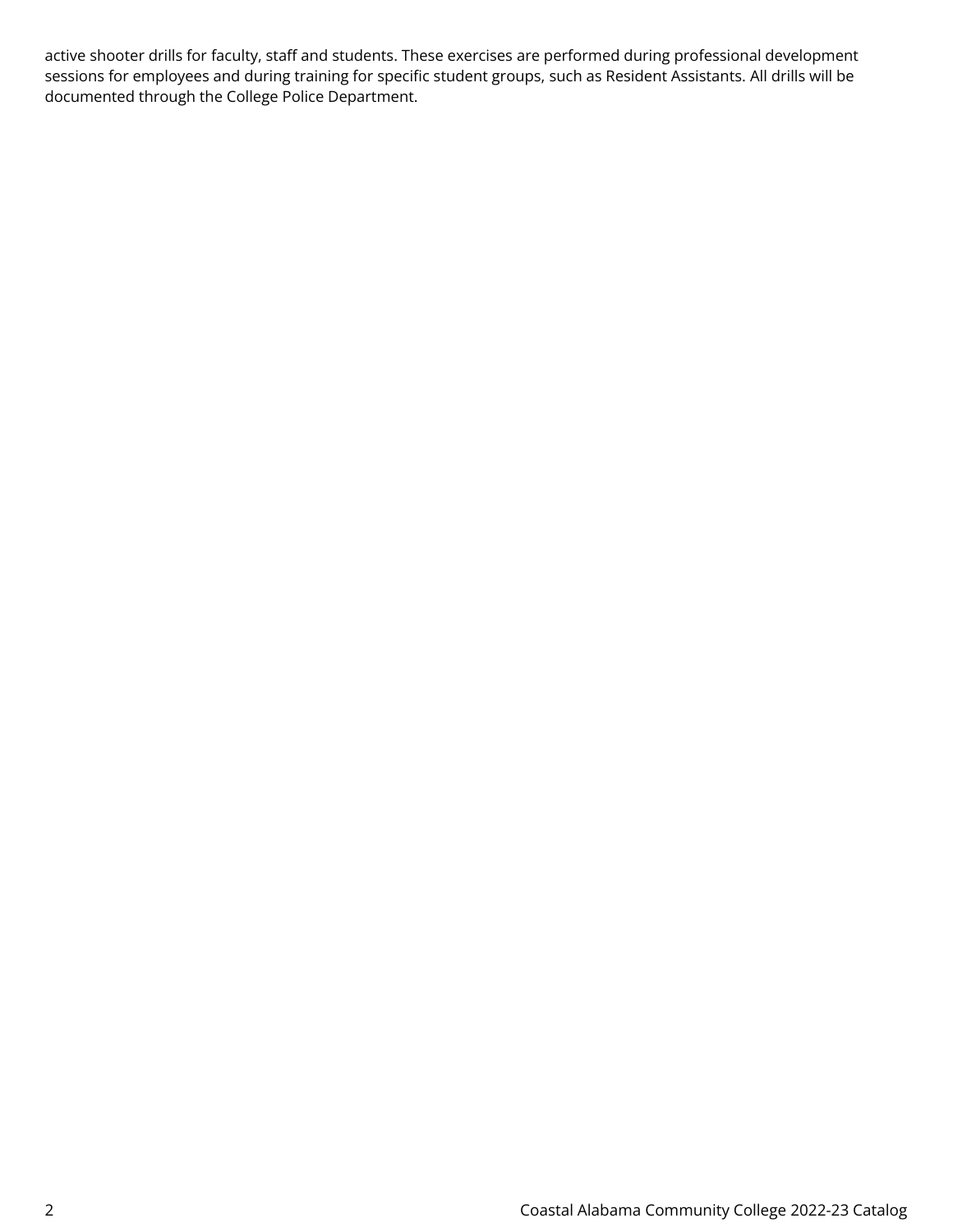active shooter drills for faculty, staff and students. These exercises are performed during professional development sessions for employees and during training for specific student groups, such as Resident Assistants. All drills will be documented through the College Police Department.